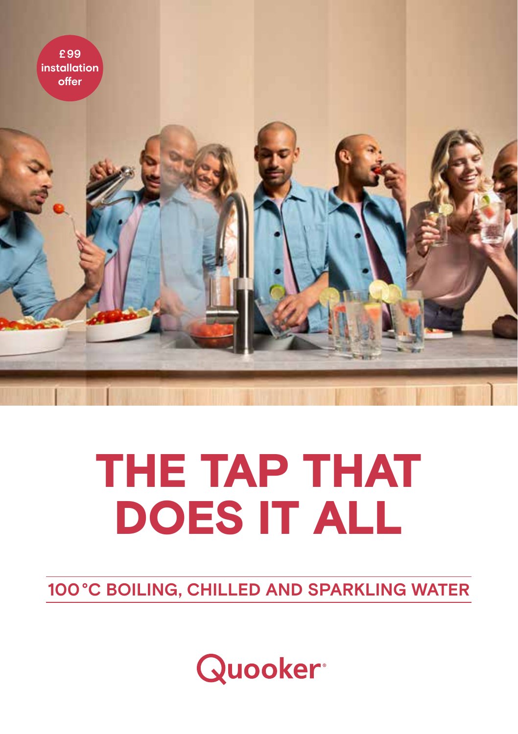£99 installation offer

# THE TAP THAT DOES IT ALL

## 100 °C BOILING, CHILLED AND SPARKLING WATER

Quooker®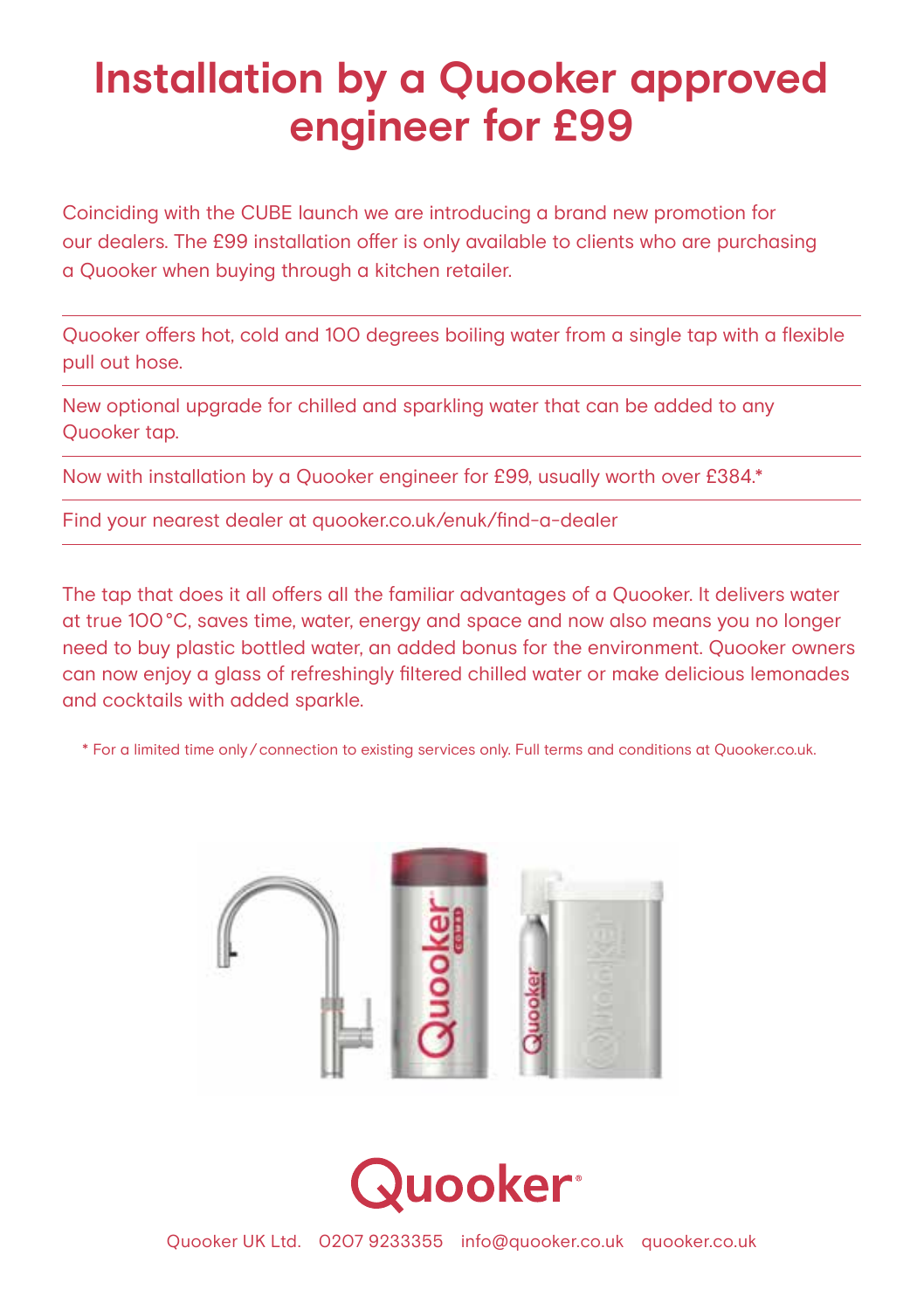# Installation by a Quooker approved engineer for £99

Coinciding with the CUBE launch we are introducing a brand new promotion for our dealers. The £99 installation offer is only available to clients who are purchasing a Quooker when buying through a kitchen retailer.

---

Quooker offers hot, cold and 100 degrees boiling water from a single tap with a flexible pull out hose.

---

New optional upgrade for chilled and sparkling water that can be added to any Quooker tap.

---

Now with installation by a Quooker engineer for £99, usually worth over £384.*

---

Find your nearest dealer at quooker.co.uk/enuk/find-a-dealer

---

The tap that does it all offers all the familiar advantages of a Quooker. It delivers water at true 100 °C, saves time, water, energy and space and now also means you no longer need to buy plastic bottled water, an added bonus for the environment. Quooker owners can now enjoy a glass of refreshingly filtered chilled water or make delicious lemonades and cocktails with added sparkle.

* For a limited time only / connection to existing services only. Full terms and conditions at Quooker.co.uk.

Quooker

Quooker UK Ltd. 0207 9233355 info@quooker.co.uk quooker.co.uk